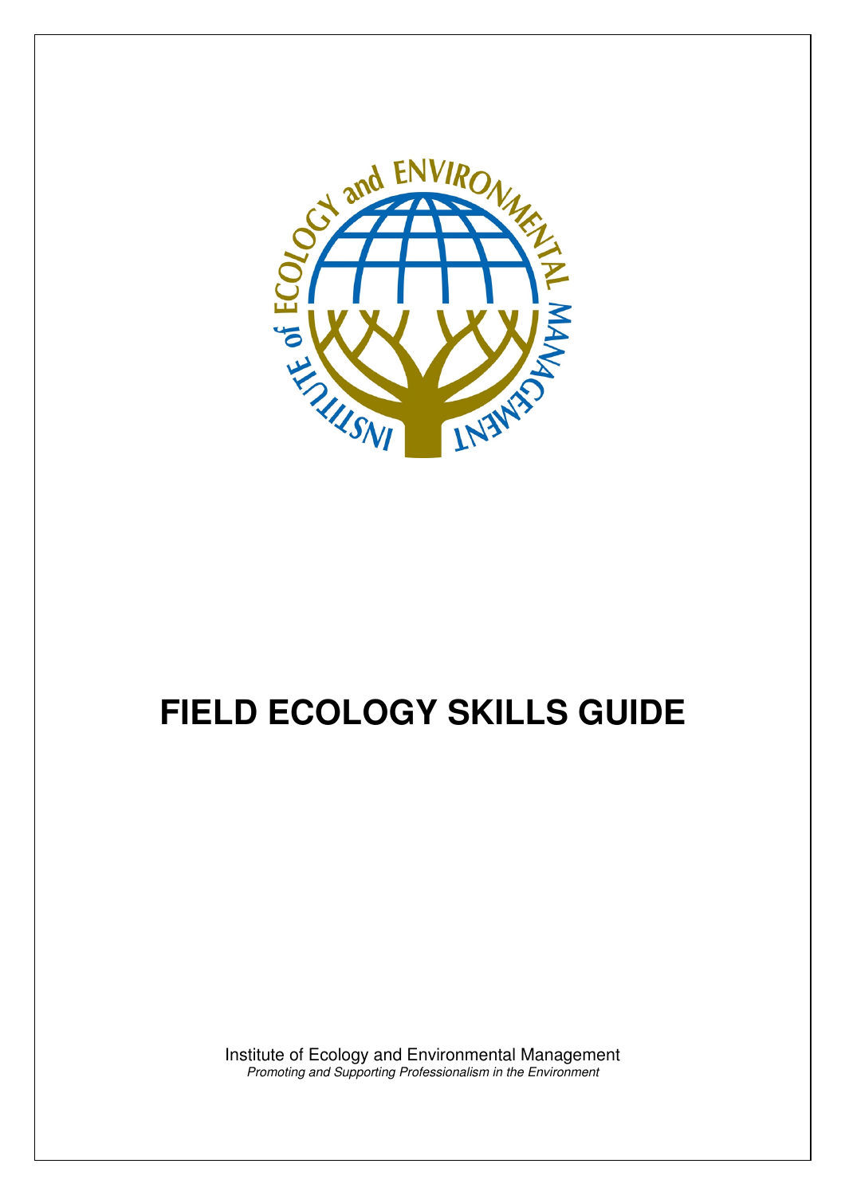# FIELD ECOLOGY SKILLS GUIDE

Institute of Ecology and Environmental Management

*Promoting and Supporting Professionalism in the Environment*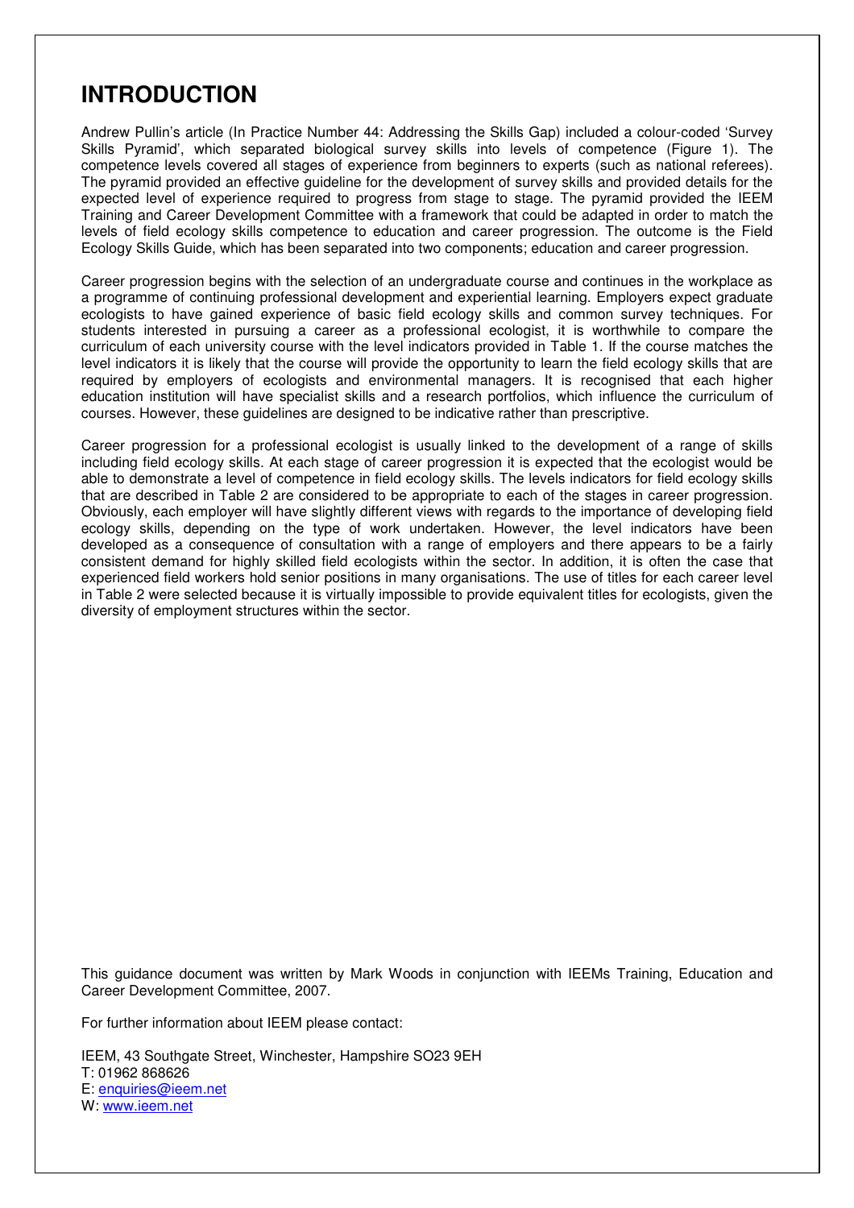# INTRODUCTION

Andrew Pullin's article (In Practice Number 44: Addressing the Skills Gap) included a colour-coded 'Survey Skills Pyramid', which separated biological survey skills into levels of competence (Figure 1). The competence levels covered all stages of experience from beginners to experts (such as national referees). The pyramid provided an effective guideline for the development of survey skills and provided details for the expected level of experience required to progress from stage to stage. The pyramid provided the IEEM Training and Career Development Committee with a framework that could be adapted in order to match the levels of field ecology skills competence to education and career progression. The outcome is the Field Ecology Skills Guide, which has been separated into two components; education and career progression.

Career progression begins with the selection of an undergraduate course and continues in the workplace as a programme of continuing professional development and experiential learning. Employers expect graduate ecologists to have gained experience of basic field ecology skills and common survey techniques. For students interested in pursuing a career as a professional ecologist, it is worthwhile to compare the curriculum of each university course with the level indicators provided in Table 1. If the course matches the level indicators it is likely that the course will provide the opportunity to learn the field ecology skills that are required by employers of ecologists and environmental managers. It is recognised that each higher education institution will have specialist skills and a research portfolios, which influence the curriculum of courses. However, these guidelines are designed to be indicative rather than prescriptive.

Career progression for a professional ecologist is usually linked to the development of a range of skills including field ecology skills. At each stage of career progression it is expected that the ecologist would be able to demonstrate a level of competence in field ecology skills. The levels indicators for field ecology skills that are described in Table 2 are considered to be appropriate to each of the stages in career progression. Obviously, each employer will have slightly different views with regards to the importance of developing field ecology skills, depending on the type of work undertaken. However, the level indicators have been developed as a consequence of consultation with a range of employers and there appears to be a fairly consistent demand for highly skilled field ecologists within the sector. In addition, it is often the case that experienced field workers hold senior positions in many organisations. The use of titles for each career level in Table 2 were selected because it is virtually impossible to provide equivalent titles for ecologists, given the diversity of employment structures within the sector.

This guidance document was written by Mark Woods in conjunction with IEEMs Training, Education and Career Development Committee, 2007.

For further information about IEEM please contact:

IEEM, 43 Southgate Street, Winchester, Hampshire SO23 9EH
T: 01962 868626
E: enquiries@ieem.net
W: www.ieem.net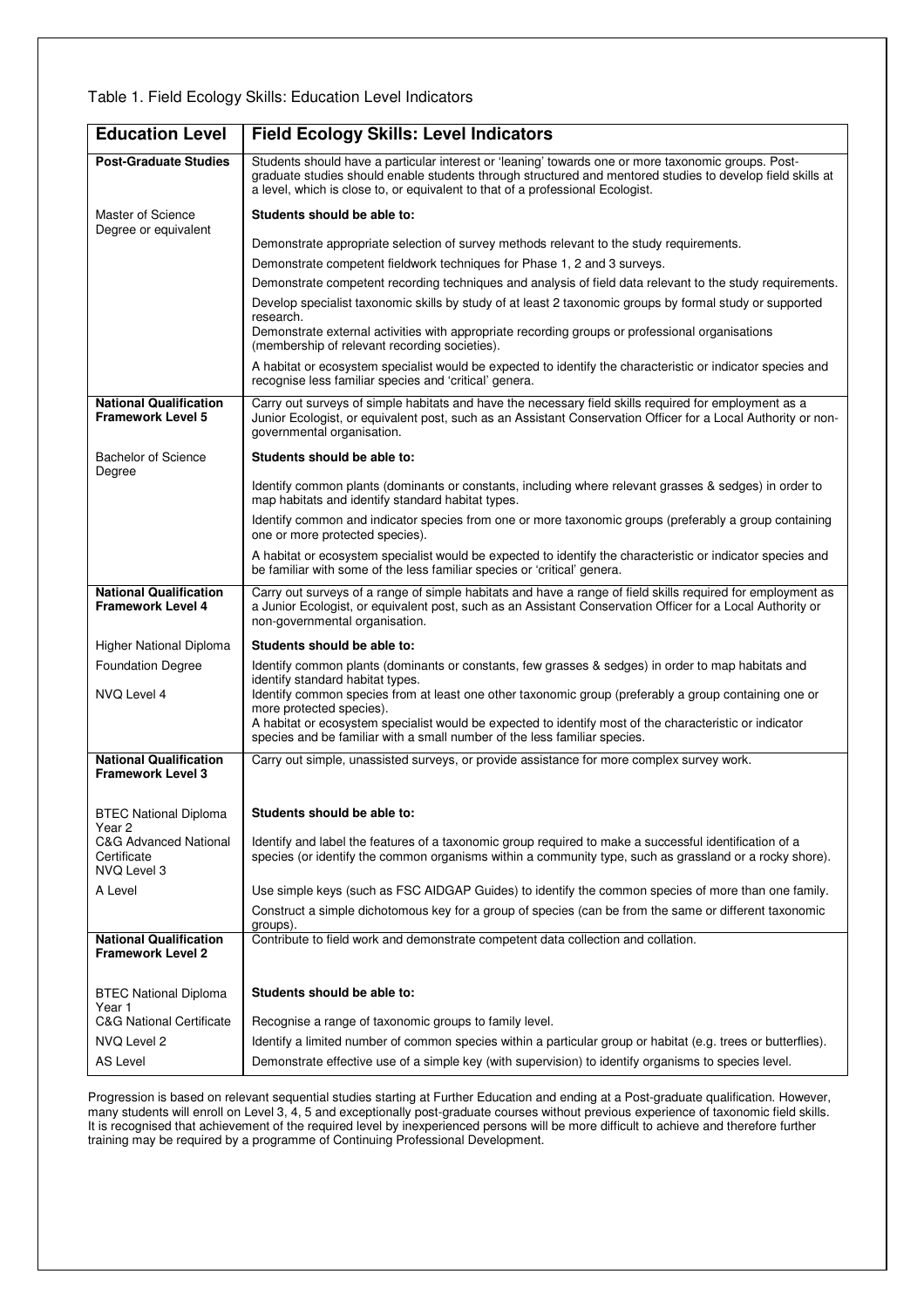Table 1. Field Ecology Skills: Education Level Indicators

| Education Level | Field Ecology Skills: Level Indicators |
|---|---|
| **Post-Graduate Studies** | Students should have a particular interest or 'leaning' towards one or more taxonomic groups. Post-graduate studies should enable students through structured and mentored studies to develop field skills at a level, which is close to, or equivalent to that of a professional Ecologist. |
| Master of Science Degree or equivalent | **Students should be able to:** |
| | Demonstrate appropriate selection of survey methods relevant to the study requirements. |
| | Demonstrate competent fieldwork techniques for Phase 1, 2 and 3 surveys. |
| | Demonstrate competent recording techniques and analysis of field data relevant to the study requirements. |
| | Develop specialist taxonomic skills by study of at least 2 taxonomic groups by formal study or supported research. Demonstrate external activities with appropriate recording groups or professional organisations (membership of relevant recording societies). |
| | A habitat or ecosystem specialist would be expected to identify the characteristic or indicator species and recognise less familiar species and 'critical' genera. |
| **National Qualification Framework Level 5** | Carry out surveys of simple habitats and have the necessary field skills required for employment as a Junior Ecologist, or equivalent post, such as an Assistant Conservation Officer for a Local Authority or non-governmental organisation. |
| Bachelor of Science Degree | **Students should be able to:** |
| | Identify common plants (dominants or constants, including where relevant grasses & sedges) in order to map habitats and identify standard habitat types. |
| | Identify common and indicator species from one or more taxonomic groups (preferably a group containing one or more protected species). |
| | A habitat or ecosystem specialist would be expected to identify the characteristic or indicator species and be familiar with some of the less familiar species or 'critical' genera. |
| **National Qualification Framework Level 4** | Carry out surveys of a range of simple habitats and have a range of field skills required for employment as a Junior Ecologist, or equivalent post, such as an Assistant Conservation Officer for a Local Authority or non-governmental organisation. |
| Higher National Diploma | **Students should be able to:** |
| Foundation Degree<br>NVQ Level 4 | Identify common plants (dominants or constants, few grasses & sedges) in order to map habitats and identify standard habitat types. Identify common species from at least one other taxonomic group (preferably a group containing one or more protected species). A habitat or ecosystem specialist would be expected to identify most of the characteristic or indicator species and be familiar with a small number of the less familiar species. |
| **National Qualification Framework Level 3** | Carry out simple, unassisted surveys, or provide assistance for more complex survey work. |
| BTEC National Diploma Year 2 | **Students should be able to:** |
| C&G Advanced National Certificate<br>NVQ Level 3 | Identify and label the features of a taxonomic group required to make a successful identification of a species (or identify the common organisms within a community type, such as grassland or a rocky shore). |
| A Level | Use simple keys (such as FSC AIDGAP Guides) to identify the common species of more than one family. |
| | Construct a simple dichotomous key for a group of species (can be from the same or different taxonomic groups). |
| **National Qualification Framework Level 2** | Contribute to field work and demonstrate competent data collection and collation. |
| BTEC National Diploma Year 1 | **Students should be able to:** |
| C&G National Certificate | Recognise a range of taxonomic groups to family level. |
| NVQ Level 2 | Identify a limited number of common species within a particular group or habitat (e.g. trees or butterflies). |
| AS Level | Demonstrate effective use of a simple key (with supervision) to identify organisms to species level. |

Progression is based on relevant sequential studies starting at Further Education and ending at a Post-graduate qualification. However, many students will enroll on Level 3, 4, 5 and exceptionally post-graduate courses without previous experience of taxonomic field skills. It is recognised that achievement of the required level by inexperienced persons will be more difficult to achieve and therefore further training may be required by a programme of Continuing Professional Development.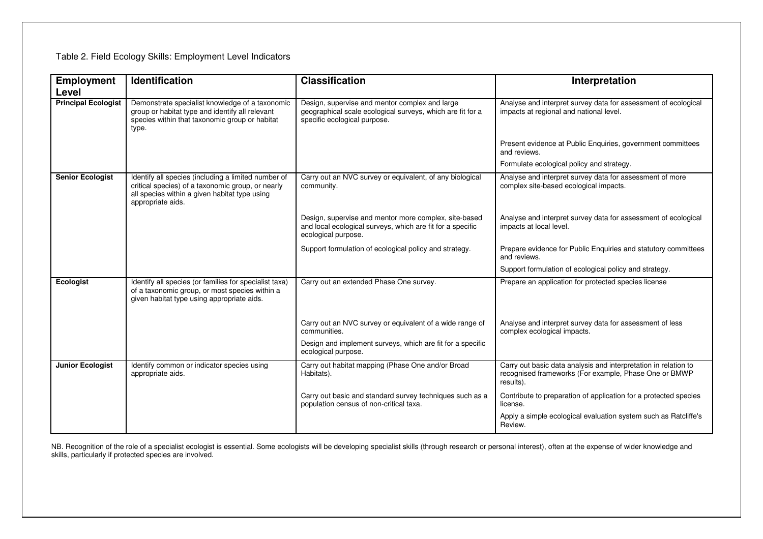Table 2. Field Ecology Skills: Employment Level Indicators

| Employment Level | Identification | Classification | Interpretation |
|---|---|---|---|
| **Principal Ecologist** | Demonstrate specialist knowledge of a taxonomic group or habitat type and identify all relevant species within that taxonomic group or habitat type. | Design, supervise and mentor complex and large geographical scale ecological surveys, which are fit for a specific ecological purpose. | Analyse and interpret survey data for assessment of ecological impacts at regional and national level. |
| | | | Present evidence at Public Enquiries, government committees and reviews. |
| | | | Formulate ecological policy and strategy. |
| **Senior Ecologist** | Identify all species (including a limited number of critical species) of a taxonomic group, or nearly all species within a given habitat type using appropriate aids. | Carry out an NVC survey or equivalent, of any biological community. | Analyse and interpret survey data for assessment of more complex site-based ecological impacts. |
| | | Design, supervise and mentor more complex, site-based and local ecological surveys, which are fit for a specific ecological purpose. | Analyse and interpret survey data for assessment of ecological impacts at local level. |
| | | Support formulation of ecological policy and strategy. | Prepare evidence for Public Enquiries and statutory committees and reviews. |
| | | | Support formulation of ecological policy and strategy. |
| **Ecologist** | Identify all species (or families for specialist taxa) of a taxonomic group, or most species within a given habitat type using appropriate aids. | Carry out an extended Phase One survey. | Prepare an application for protected species license |
| | | Carry out an NVC survey or equivalent of a wide range of communities. | Analyse and interpret survey data for assessment of less complex ecological impacts. |
| | | Design and implement surveys, which are fit for a specific ecological purpose. | |
| **Junior Ecologist** | Identify common or indicator species using appropriate aids. | Carry out habitat mapping (Phase One and/or Broad Habitats). | Carry out basic data analysis and interpretation in relation to recognised frameworks (For example, Phase One or BMWP results). |
| | | Carry out basic and standard survey techniques such as a population census of non-critical taxa. | Contribute to preparation of application for a protected species license. |
| | | | Apply a simple ecological evaluation system such as Ratcliffe's Review. |

NB. Recognition of the role of a specialist ecologist is essential. Some ecologists will be developing specialist skills (through research or personal interest), often at the expense of wider knowledge and skills, particularly if protected species are involved.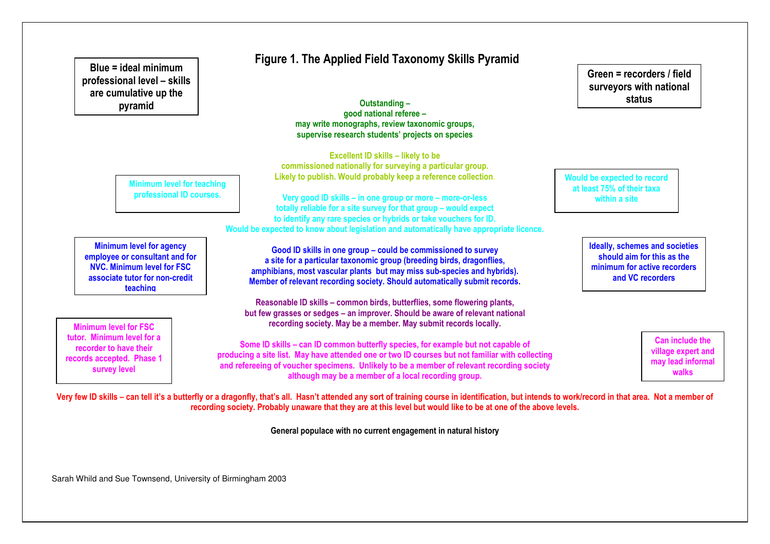# Figure 1. The Applied Field Taxonomy Skills Pyramid

**Blue = ideal minimum professional level – skills are cumulative up the pyramid**

**Green = recorders / field surveyors with national status**

**Outstanding – good national referee – may write monographs, review taxonomic groups, supervise research students' projects on species**

**Excellent ID skills – likely to be commissioned nationally for surveying a particular group. Likely to publish. Would probably keep a reference collection.**

**Minimum level for teaching professional ID courses.**

**Very good ID skills – in one group or more – more-or-less totally reliable for a site survey for that group – would expect to identify any rare species or hybrids or take vouchers for ID. Would be expected to know about legislation and automatically have appropriate licence.**

**Would be expected to record at least 75% of their taxa within a site**

**Minimum level for agency employee or consultant and for NVC. Minimum level for FSC associate tutor for non-credit teaching**

**Good ID skills in one group – could be commissioned to survey a site for a particular taxonomic group (breeding birds, dragonflies, amphibians, most vascular plants but may miss sub-species and hybrids). Member of relevant recording society. Should automatically submit records.**

**Ideally, schemes and societies should aim for this as the minimum for active recorders and VC recorders**

**Reasonable ID skills – common birds, butterflies, some flowering plants, but few grasses or sedges – an improver. Should be aware of relevant national recording society. May be a member. May submit records locally.**

**Minimum level for FSC tutor. Minimum level for a recorder to have their records accepted. Phase 1 survey level**

**Some ID skills – can ID common butterfly species, for example but not capable of producing a site list. May have attended one or two ID courses but not familiar with collecting and refereeing of voucher specimens. Unlikely to be a member of relevant recording society although may be a member of a local recording group.**

**Can include the village expert and may lead informal walks**

**Very few ID skills – can tell it's a butterfly or a dragonfly, that's all. Hasn't attended any sort of training course in identification, but intends to work/record in that area. Not a member of recording society. Probably unaware that they are at this level but would like to be at one of the above levels.**

**General populace with no current engagement in natural history**

Sarah Whild and Sue Townsend, University of Birmingham 2003